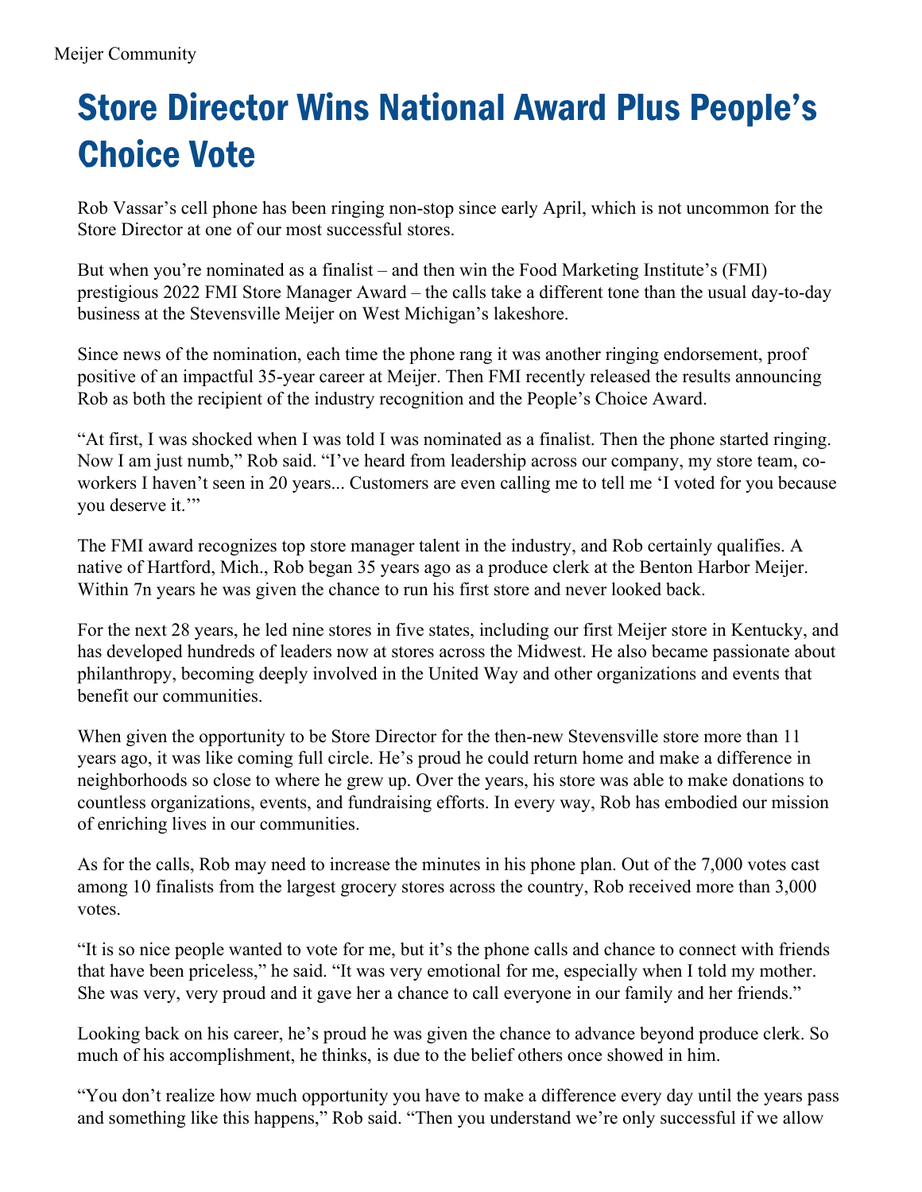Meijer Community

# Store Director Wins National Award Plus People's Choice Vote

Rob Vassar's cell phone has been ringing non-stop since early April, which is not uncommon for the Store Director at one of our most successful stores.

But when you're nominated as a finalist – and then win the Food Marketing Institute's (FMI) prestigious 2022 FMI Store Manager Award – the calls take a different tone than the usual day-to-day business at the Stevensville Meijer on West Michigan's lakeshore.

Since news of the nomination, each time the phone rang it was another ringing endorsement, proof positive of an impactful 35-year career at Meijer. Then FMI recently released the results announcing Rob as both the recipient of the industry recognition and the People's Choice Award.

"At first, I was shocked when I was told I was nominated as a finalist. Then the phone started ringing. Now I am just numb," Rob said. "I've heard from leadership across our company, my store team, co-workers I haven't seen in 20 years... Customers are even calling me to tell me 'I voted for you because you deserve it.'"

The FMI award recognizes top store manager talent in the industry, and Rob certainly qualifies. A native of Hartford, Mich., Rob began 35 years ago as a produce clerk at the Benton Harbor Meijer. Within 7n years he was given the chance to run his first store and never looked back.

For the next 28 years, he led nine stores in five states, including our first Meijer store in Kentucky, and has developed hundreds of leaders now at stores across the Midwest. He also became passionate about philanthropy, becoming deeply involved in the United Way and other organizations and events that benefit our communities.

When given the opportunity to be Store Director for the then-new Stevensville store more than 11 years ago, it was like coming full circle. He's proud he could return home and make a difference in neighborhoods so close to where he grew up. Over the years, his store was able to make donations to countless organizations, events, and fundraising efforts. In every way, Rob has embodied our mission of enriching lives in our communities.

As for the calls, Rob may need to increase the minutes in his phone plan. Out of the 7,000 votes cast among 10 finalists from the largest grocery stores across the country, Rob received more than 3,000 votes.

"It is so nice people wanted to vote for me, but it's the phone calls and chance to connect with friends that have been priceless," he said. "It was very emotional for me, especially when I told my mother. She was very, very proud and it gave her a chance to call everyone in our family and her friends."

Looking back on his career, he's proud he was given the chance to advance beyond produce clerk. So much of his accomplishment, he thinks, is due to the belief others once showed in him.

"You don't realize how much opportunity you have to make a difference every day until the years pass and something like this happens," Rob said. "Then you understand we're only successful if we allow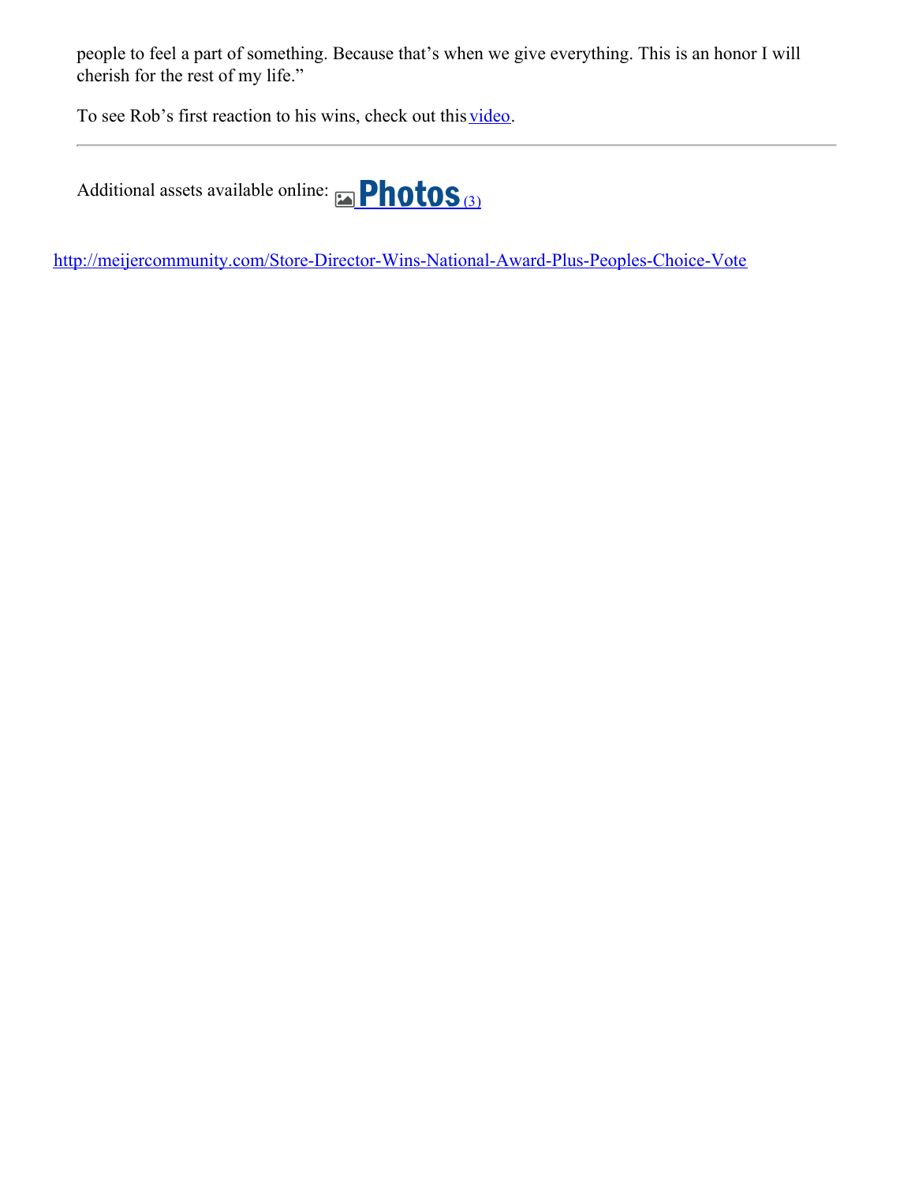people to feel a part of something. Because that's when we give everything. This is an honor I will cherish for the rest of my life."

To see Rob's first reaction to his wins, check out this video.

---

Additional assets available online: **Photos** (3)

http://meijercommunity.com/Store-Director-Wins-National-Award-Plus-Peoples-Choice-Vote